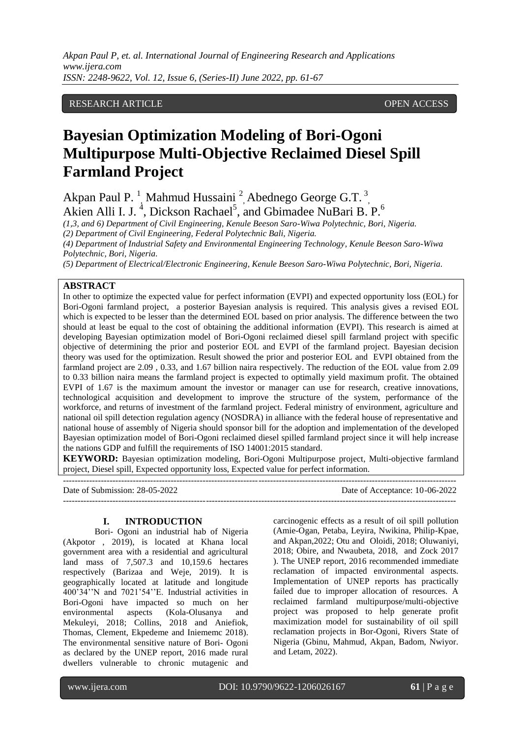RESEARCH ARTICLE OPEN ACCESS

# Bayesian Optimization Modeling of Bori-Ogoni Multipurpose Multi-Objective Reclaimed Diesel Spill Farmland Project

Akpan Paul P. [1], Mahmud Hussaini [2], Abednego George G.T. [3], Akien Alli I. J. [4], Dickson Rachael[5], and Gbimadee NuBari B. P.[6]

*(1,3, and 6) Department of Civil Engineering, Kenule Beeson Saro-Wiwa Polytechnic, Bori, Nigeria.*
*(2) Department of Civil Engineering, Federal Polytechnic Bali, Nigeria.*
*(4) Department of Industrial Safety and Environmental Engineering Technology, Kenule Beeson Saro-Wiwa Polytechnic, Bori, Nigeria.*
*(5) Department of Electrical/Electronic Engineering, Kenule Beeson Saro-Wiwa Polytechnic, Bori, Nigeria.*

## ABSTRACT

In other to optimize the expected value for perfect information (EVPI) and expected opportunity loss (EOL) for Bori-Ogoni farmland project, a posterior Bayesian analysis is required. This analysis gives a revised EOL which is expected to be lesser than the determined EOL based on prior analysis. The difference between the two should at least be equal to the cost of obtaining the additional information (EVPI). This research is aimed at developing Bayesian optimization model of Bori-Ogoni reclaimed diesel spill farmland project with specific objective of determining the prior and posterior EOL and EVPI of the farmland project. Bayesian decision theory was used for the optimization. Result showed the prior and posterior EOL and EVPI obtained from the farmland project are 2.09 , 0.33, and 1.67 billion naira respectively. The reduction of the EOL value from 2.09 to 0.33 billion naira means the farmland project is expected to optimally yield maximum profit. The obtained EVPI of 1.67 is the maximum amount the investor or manager can use for research, creative innovations, technological acquisition and development to improve the structure of the system, performance of the workforce, and returns of investment of the farmland project. Federal ministry of environment, agriculture and national oil spill detection regulation agency (NOSDRA) in alliance with the federal house of representative and national house of assembly of Nigeria should sponsor bill for the adoption and implementation of the developed Bayesian optimization model of Bori-Ogoni reclaimed diesel spilled farmland project since it will help increase the nations GDP and fulfill the requirements of ISO 14001:2015 standard.

**KEYWORD:** Bayesian optimization modeling, Bori-Ogoni Multipurpose project, Multi-objective farmland project, Diesel spill, Expected opportunity loss, Expected value for perfect information.

---

Date of Submission: 28-05-2022 Date of Acceptance: 10-06-2022

---

## I. INTRODUCTION

Bori- Ogoni an industrial hab of Nigeria (Akpotor , 2019), is located at Khana local government area with a residential and agricultural land mass of 7,507.3 and 10,159.6 hectares respectively (Barizaa and Weje, 2019). It is geographically located at latitude and longitude 400'34''N and 7021'54''E. Industrial activities in Bori-Ogoni have impacted so much on her environmental aspects (Kola-Olusanya and Mekuleyi, 2018; Collins, 2018 and Aniefiok, Thomas, Clement, Ekpedeme and Iniememc 2018). The environmental sensitive nature of Bori- Ogoni as declared by the UNEP report, 2016 made rural dwellers vulnerable to chronic mutagenic and carcinogenic effects as a result of oil spill pollution (Amie-Ogan, Petaba, Leyira, Nwikina, Philip-Kpae, and Akpan,2022; Otu and Oloidi, 2018; Oluwaniyi, 2018; Obire, and Nwaubeta, 2018, and Zock 2017 ). The UNEP report, 2016 recommended immediate reclamation of impacted environmental aspects. Implementation of UNEP reports has practically failed due to improper allocation of resources. A reclaimed farmland multipurpose/multi-objective project was proposed to help generate profit maximization model for sustainability of oil spill reclamation projects in Bor-Ogoni, Rivers State of Nigeria (Gbinu, Mahmud, Akpan, Badom, Nwiyor. and Letam, 2022).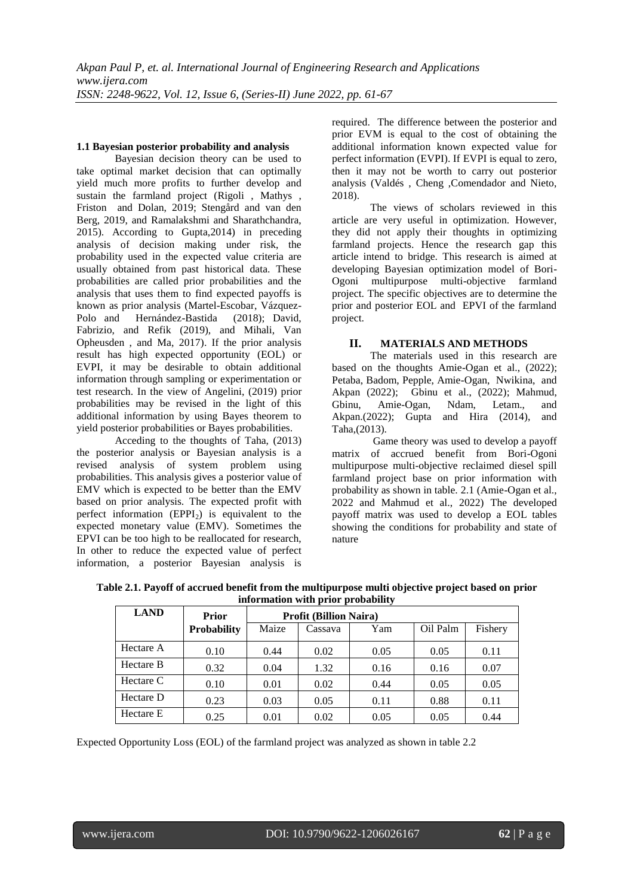### 1.1 Bayesian posterior probability and analysis

Bayesian decision theory can be used to take optimal market decision that can optimally yield much more profits to further develop and sustain the farmland project (Rigoli , Mathys , Friston and Dolan, 2019; Stengård and van den Berg, 2019, and Ramalakshmi and Sharathchandra, 2015). According to Gupta,2014) in preceding analysis of decision making under risk, the probability used in the expected value criteria are usually obtained from past historical data. These probabilities are called prior probabilities and the analysis that uses them to find expected payoffs is known as prior analysis (Martel-Escobar, Vázquez-Polo and Hernández-Bastida (2018); David, Fabrizio, and Refik (2019), and Mihali, Van Opheusden , and Ma, 2017). If the prior analysis result has high expected opportunity (EOL) or EVPI, it may be desirable to obtain additional information through sampling or experimentation or test research. In the view of Angelini, (2019) prior probabilities may be revised in the light of this additional information by using Bayes theorem to yield posterior probabilities or Bayes probabilities.

Acceding to the thoughts of Taha, (2013) the posterior analysis or Bayesian analysis is a revised analysis of system problem using probabilities. This analysis gives a posterior value of EMV which is expected to be better than the EMV based on prior analysis. The expected profit with perfect information ($EPPI_2$) is equivalent to the expected monetary value (EMV). Sometimes the EPVI can be too high to be reallocated for research, In other to reduce the expected value of perfect information, a posterior Bayesian analysis is required. The difference between the posterior and prior EVM is equal to the cost of obtaining the additional information known expected value for perfect information (EVPI). If EVPI is equal to zero, then it may not be worth to carry out posterior analysis (Valdés , Cheng ,Comendador and Nieto, 2018).

The views of scholars reviewed in this article are very useful in optimization. However, they did not apply their thoughts in optimizing farmland projects. Hence the research gap this article intend to bridge. This research is aimed at developing Bayesian optimization model of Bori-Ogoni multipurpose multi-objective farmland project. The specific objectives are to determine the prior and posterior EOL and EPVI of the farmland project.

## II. MATERIALS AND METHODS

The materials used in this research are based on the thoughts Amie-Ogan et al., (2022); Petaba, Badom, Pepple, Amie-Ogan, Nwikina, and Akpan (2022); Gbinu et al., (2022); Mahmud, Gbinu, Amie-Ogan, Ndam, Letam., and Akpan.(2022); Gupta and Hira (2014), and Taha,(2013).

Game theory was used to develop a payoff matrix of accrued benefit from Bori-Ogoni multipurpose multi-objective reclaimed diesel spill farmland project base on prior information with probability as shown in table. 2.1 (Amie-Ogan et al., 2022 and Mahmud et al., 2022) The developed payoff matrix was used to develop a EOL tables showing the conditions for probability and state of nature

**Table 2.1. Payoff of accrued benefit from the multipurpose multi objective project based on prior information with prior probability**

| LAND | Prior Probability | Profit (Billion Naira) | | | | |
|---|---|---|---|---|---|---|
| | | Maize | Cassava | Yam | Oil Palm | Fishery |
| Hectare A | 0.10 | 0.44 | 0.02 | 0.05 | 0.05 | 0.11 |
| Hectare B | 0.32 | 0.04 | 1.32 | 0.16 | 0.16 | 0.07 |
| Hectare C | 0.10 | 0.01 | 0.02 | 0.44 | 0.05 | 0.05 |
| Hectare D | 0.23 | 0.03 | 0.05 | 0.11 | 0.88 | 0.11 |
| Hectare E | 0.25 | 0.01 | 0.02 | 0.05 | 0.05 | 0.44 |

Expected Opportunity Loss (EOL) of the farmland project was analyzed as shown in table 2.2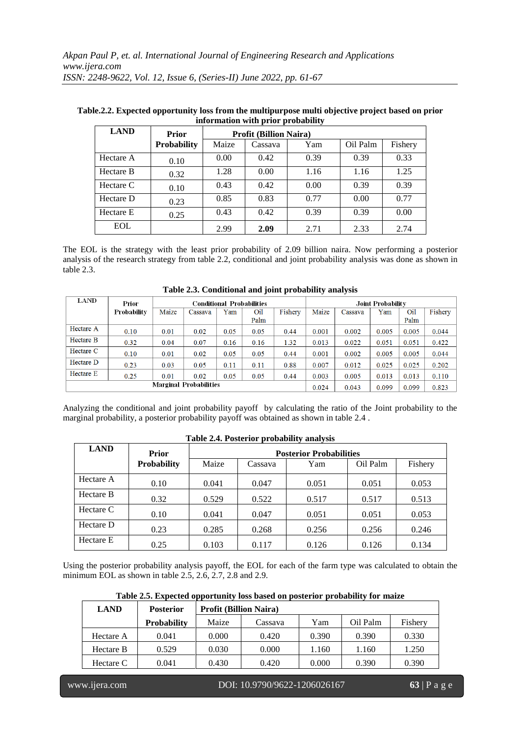**Table.2.2. Expected opportunity loss from the multipurpose multi objective project based on prior information with prior probability**

| LAND | Prior Probability | Profit (Billion Naira) | | | | |
|---|---|---|---|---|---|---|
| | | Maize | Cassava | Yam | Oil Palm | Fishery |
| Hectare A | 0.10 | 0.00 | 0.42 | 0.39 | 0.39 | 0.33 |
| Hectare B | 0.32 | 1.28 | 0.00 | 1.16 | 1.16 | 1.25 |
| Hectare C | 0.10 | 0.43 | 0.42 | 0.00 | 0.39 | 0.39 |
| Hectare D | 0.23 | 0.85 | 0.83 | 0.77 | 0.00 | 0.77 |
| Hectare E | 0.25 | 0.43 | 0.42 | 0.39 | 0.39 | 0.00 |
| EOL | | 2.99 | **2.09** | 2.71 | 2.33 | 2.74 |

The EOL is the strategy with the least prior probability of 2.09 billion naira. Now performing a posterior analysis of the research strategy from table 2.2, conditional and joint probability analysis was done as shown in table 2.3.

**Table 2.3. Conditional and joint probability analysis**

| LAND | Prior Probability | Conditional Probabilities | | | | | Joint Probability | | | | |
|---|---|---|---|---|---|---|---|---|---|---|---|
| | | Maize | Cassava | Yam | Oil Palm | Fishery | Maize | Cassava | Yam | Oil Palm | Fishery |
| Hectare A | 0.10 | 0.01 | 0.02 | 0.05 | 0.05 | 0.44 | 0.001 | 0.002 | 0.005 | 0.005 | 0.044 |
| Hectare B | 0.32 | 0.04 | 0.07 | 0.16 | 0.16 | 1.32 | 0.013 | 0.022 | 0.051 | 0.051 | 0.422 |
| Hectare C | 0.10 | 0.01 | 0.02 | 0.05 | 0.05 | 0.44 | 0.001 | 0.002 | 0.005 | 0.005 | 0.044 |
| Hectare D | 0.23 | 0.03 | 0.05 | 0.11 | 0.11 | 0.88 | 0.007 | 0.012 | 0.025 | 0.025 | 0.202 |
| Hectare E | 0.25 | 0.01 | 0.02 | 0.05 | 0.05 | 0.44 | 0.003 | 0.005 | 0.013 | 0.013 | 0.110 |
| Marginal Probabilities | | | | | | | 0.024 | 0.043 | 0.099 | 0.099 | 0.823 |

Analyzing the conditional and joint probability payoff by calculating the ratio of the Joint probability to the marginal probability, a posterior probability payoff was obtained as shown in table 2.4 .

**Table 2.4. Posterior probability analysis**

| LAND | Prior Probability | Posterior Probabilities | | | | |
|---|---|---|---|---|---|---|
| | | Maize | Cassava | Yam | Oil Palm | Fishery |
| Hectare A | 0.10 | 0.041 | 0.047 | 0.051 | 0.051 | 0.053 |
| Hectare B | 0.32 | 0.529 | 0.522 | 0.517 | 0.517 | 0.513 |
| Hectare C | 0.10 | 0.041 | 0.047 | 0.051 | 0.051 | 0.053 |
| Hectare D | 0.23 | 0.285 | 0.268 | 0.256 | 0.256 | 0.246 |
| Hectare E | 0.25 | 0.103 | 0.117 | 0.126 | 0.126 | 0.134 |

Using the posterior probability analysis payoff, the EOL for each of the farm type was calculated to obtain the minimum EOL as shown in table 2.5, 2.6, 2.7, 2.8 and 2.9.

**Table 2.5. Expected opportunity loss based on posterior probability for maize**

| LAND | Posterior Probability | Profit (Billion Naira) | | | | |
|---|---|---|---|---|---|---|
| | | Maize | Cassava | Yam | Oil Palm | Fishery |
| Hectare A | 0.041 | 0.000 | 0.420 | 0.390 | 0.390 | 0.330 |
| Hectare B | 0.529 | 0.030 | 0.000 | 1.160 | 1.160 | 1.250 |
| Hectare C | 0.041 | 0.430 | 0.420 | 0.000 | 0.390 | 0.390 |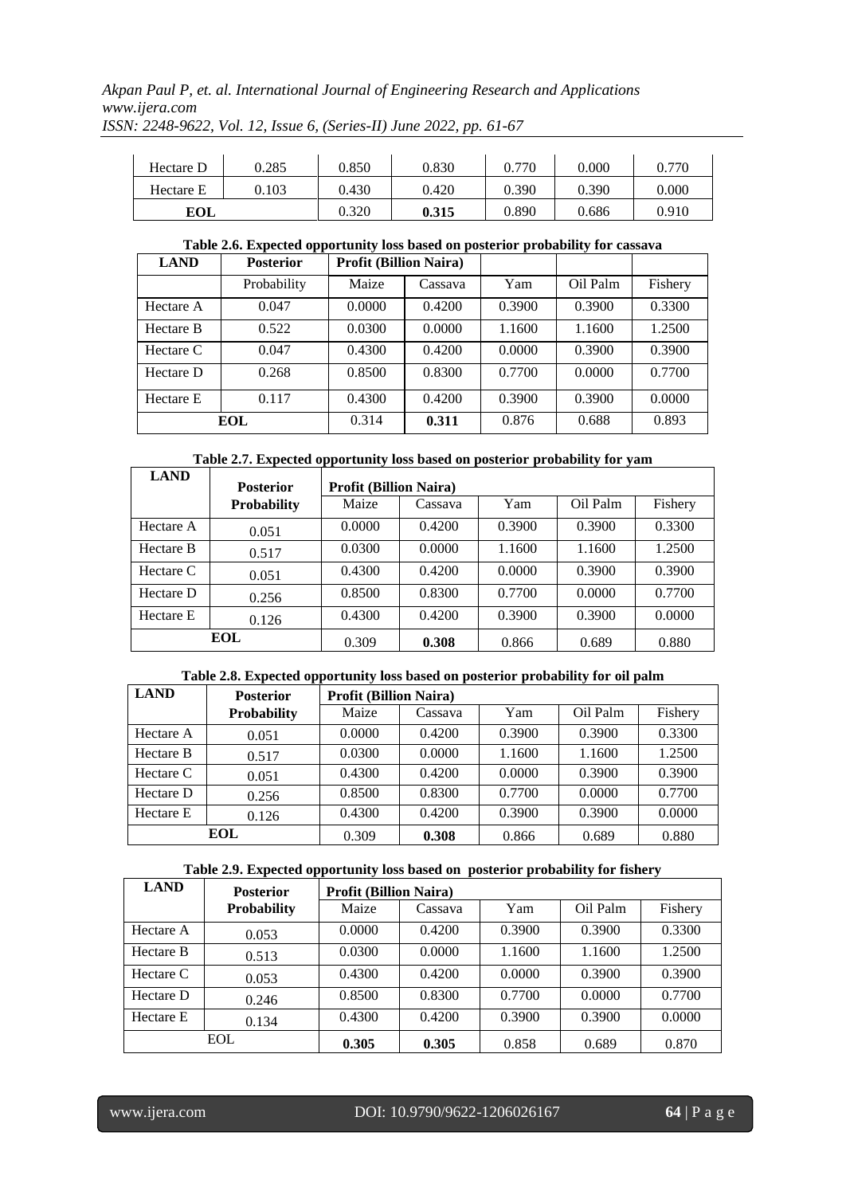| Hectare D | 0.285 | 0.850 | 0.830 | 0.770 | 0.000 | 0.770 |
|---|---|---|---|---|---|---|
| Hectare E | 0.103 | 0.430 | 0.420 | 0.390 | 0.390 | 0.000 |
| **EOL** | | 0.320 | **0.315** | 0.890 | 0.686 | 0.910 |

**Table 2.6. Expected opportunity loss based on posterior probability for cassava**

| LAND | Posterior | Profit (Billion Naira) | | | | |
|---|---|---|---|---|---|---|
| | Probability | Maize | Cassava | Yam | Oil Palm | Fishery |
| Hectare A | 0.047 | 0.0000 | 0.4200 | 0.3900 | 0.3900 | 0.3300 |
| Hectare B | 0.522 | 0.0300 | 0.0000 | 1.1600 | 1.1600 | 1.2500 |
| Hectare C | 0.047 | 0.4300 | 0.4200 | 0.0000 | 0.3900 | 0.3900 |
| Hectare D | 0.268 | 0.8500 | 0.8300 | 0.7700 | 0.0000 | 0.7700 |
| Hectare E | 0.117 | 0.4300 | 0.4200 | 0.3900 | 0.3900 | 0.0000 |
| **EOL** | | 0.314 | **0.311** | 0.876 | 0.688 | 0.893 |

**Table 2.7. Expected opportunity loss based on posterior probability for yam**

| LAND | Posterior Probability | Profit (Billion Naira) | | | | |
|---|---|---|---|---|---|---|
| | | Maize | Cassava | Yam | Oil Palm | Fishery |
| Hectare A | 0.051 | 0.0000 | 0.4200 | 0.3900 | 0.3900 | 0.3300 |
| Hectare B | 0.517 | 0.0300 | 0.0000 | 1.1600 | 1.1600 | 1.2500 |
| Hectare C | 0.051 | 0.4300 | 0.4200 | 0.0000 | 0.3900 | 0.3900 |
| Hectare D | 0.256 | 0.8500 | 0.8300 | 0.7700 | 0.0000 | 0.7700 |
| Hectare E | 0.126 | 0.4300 | 0.4200 | 0.3900 | 0.3900 | 0.0000 |
| **EOL** | | 0.309 | **0.308** | 0.866 | 0.689 | 0.880 |

**Table 2.8. Expected opportunity loss based on posterior probability for oil palm**

| LAND | Posterior Probability | Profit (Billion Naira) | | | | |
|---|---|---|---|---|---|---|
| | | Maize | Cassava | Yam | Oil Palm | Fishery |
| Hectare A | 0.051 | 0.0000 | 0.4200 | 0.3900 | 0.3900 | 0.3300 |
| Hectare B | 0.517 | 0.0300 | 0.0000 | 1.1600 | 1.1600 | 1.2500 |
| Hectare C | 0.051 | 0.4300 | 0.4200 | 0.0000 | 0.3900 | 0.3900 |
| Hectare D | 0.256 | 0.8500 | 0.8300 | 0.7700 | 0.0000 | 0.7700 |
| Hectare E | 0.126 | 0.4300 | 0.4200 | 0.3900 | 0.3900 | 0.0000 |
| **EOL** | | 0.309 | **0.308** | 0.866 | 0.689 | 0.880 |

**Table 2.9. Expected opportunity loss based on posterior probability for fishery**

| LAND | Posterior Probability | Profit (Billion Naira) | | | | |
|---|---|---|---|---|---|---|
| | | Maize | Cassava | Yam | Oil Palm | Fishery |
| Hectare A | 0.053 | 0.0000 | 0.4200 | 0.3900 | 0.3900 | 0.3300 |
| Hectare B | 0.513 | 0.0300 | 0.0000 | 1.1600 | 1.1600 | 1.2500 |
| Hectare C | 0.053 | 0.4300 | 0.4200 | 0.0000 | 0.3900 | 0.3900 |
| Hectare D | 0.246 | 0.8500 | 0.8300 | 0.7700 | 0.0000 | 0.7700 |
| Hectare E | 0.134 | 0.4300 | 0.4200 | 0.3900 | 0.3900 | 0.0000 |
| EOL | | **0.305** | **0.305** | 0.858 | 0.689 | 0.870 |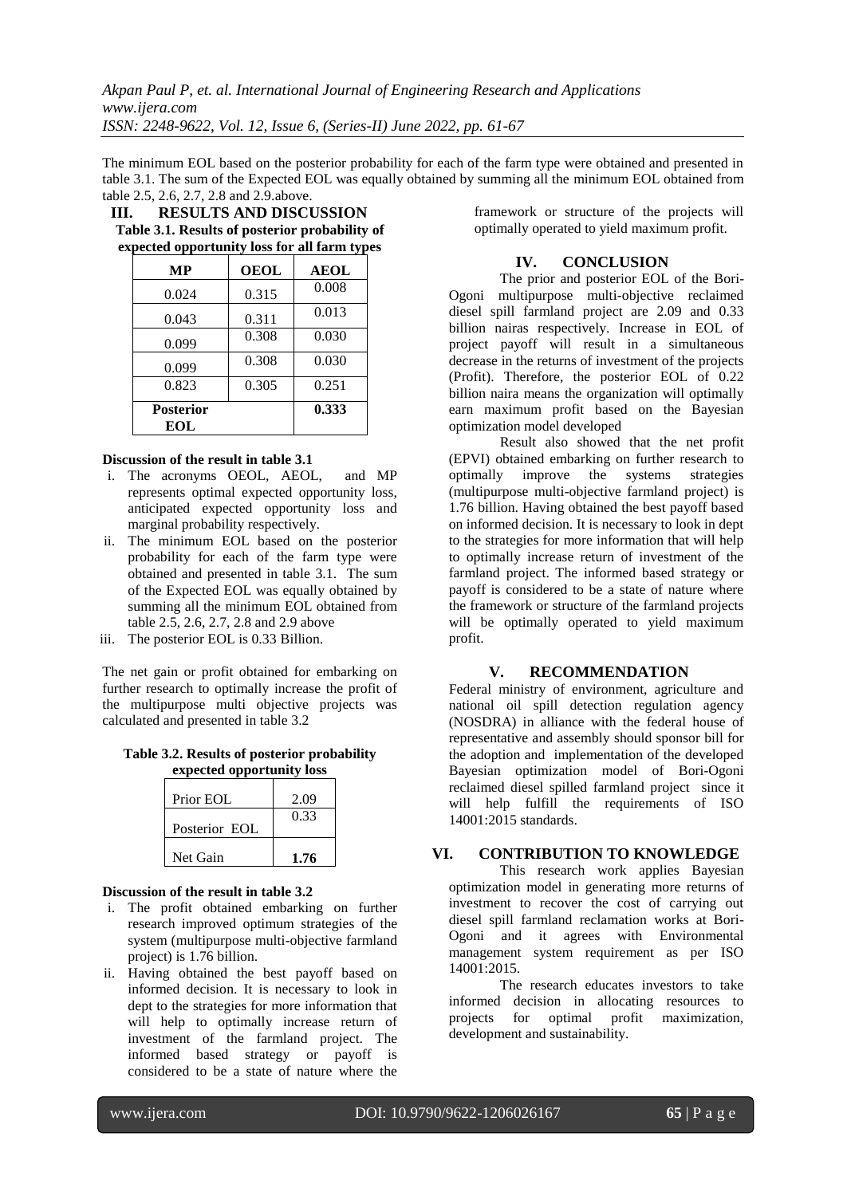The minimum EOL based on the posterior probability for each of the farm type were obtained and presented in table 3.1. The sum of the Expected EOL was equally obtained by summing all the minimum EOL obtained from table 2.5, 2.6, 2.7, 2.8 and 2.9.above.

## III. RESULTS AND DISCUSSION

**Table 3.1. Results of posterior probability of expected opportunity loss for all farm types**

| MP | OEOL | AEOL |
|---|---|---|
| 0.024 | 0.315 | 0.008 |
| 0.043 | 0.311 | 0.013 |
| 0.099 | 0.308 | 0.030 |
| 0.099 | 0.308 | 0.030 |
| 0.823 | 0.305 | 0.251 |
| **Posterior EOL** | | **0.333** |

**Discussion of the result in table 3.1**

i. The acronyms OEOL, AEOL, and MP represents optimal expected opportunity loss, anticipated expected opportunity loss and marginal probability respectively.
ii. The minimum EOL based on the posterior probability for each of the farm type were obtained and presented in table 3.1. The sum of the Expected EOL was equally obtained by summing all the minimum EOL obtained from table 2.5, 2.6, 2.7, 2.8 and 2.9 above
iii. The posterior EOL is 0.33 Billion.

The net gain or profit obtained for embarking on further research to optimally increase the profit of the multipurpose multi objective projects was calculated and presented in table 3.2

**Table 3.2. Results of posterior probability expected opportunity loss**

| | |
|---|---|
| Prior EOL | 2.09 |
| Posterior EOL | 0.33 |
| Net Gain | **1.76** |

**Discussion of the result in table 3.2**

i. The profit obtained embarking on further research improved optimum strategies of the system (multipurpose multi-objective farmland project) is 1.76 billion.
ii. Having obtained the best payoff based on informed decision. It is necessary to look in dept to the strategies for more information that will help to optimally increase return of investment of the farmland project. The informed based strategy or payoff is considered to be a state of nature where the framework or structure of the projects will optimally operated to yield maximum profit.

## IV. CONCLUSION

The prior and posterior EOL of the Bori-Ogoni multipurpose multi-objective reclaimed diesel spill farmland project are 2.09 and 0.33 billion nairas respectively. Increase in EOL of project payoff will result in a simultaneous decrease in the returns of investment of the projects (Profit). Therefore, the posterior EOL of 0.22 billion naira means the organization will optimally earn maximum profit based on the Bayesian optimization model developed

Result also showed that the net profit (EPVI) obtained embarking on further research to optimally improve the systems strategies (multipurpose multi-objective farmland project) is 1.76 billion. Having obtained the best payoff based on informed decision. It is necessary to look in dept to the strategies for more information that will help to optimally increase return of investment of the farmland project. The informed based strategy or payoff is considered to be a state of nature where the framework or structure of the farmland projects will be optimally operated to yield maximum profit.

## V. RECOMMENDATION

Federal ministry of environment, agriculture and national oil spill detection regulation agency (NOSDRA) in alliance with the federal house of representative and assembly should sponsor bill for the adoption and implementation of the developed Bayesian optimization model of Bori-Ogoni reclaimed diesel spilled farmland project since it will help fulfill the requirements of ISO 14001:2015 standards.

## VI. CONTRIBUTION TO KNOWLEDGE

This research work applies Bayesian optimization model in generating more returns of investment to recover the cost of carrying out diesel spill farmland reclamation works at Bori-Ogoni and it agrees with Environmental management system requirement as per ISO 14001:2015.

The research educates investors to take informed decision in allocating resources to projects for optimal profit maximization, development and sustainability.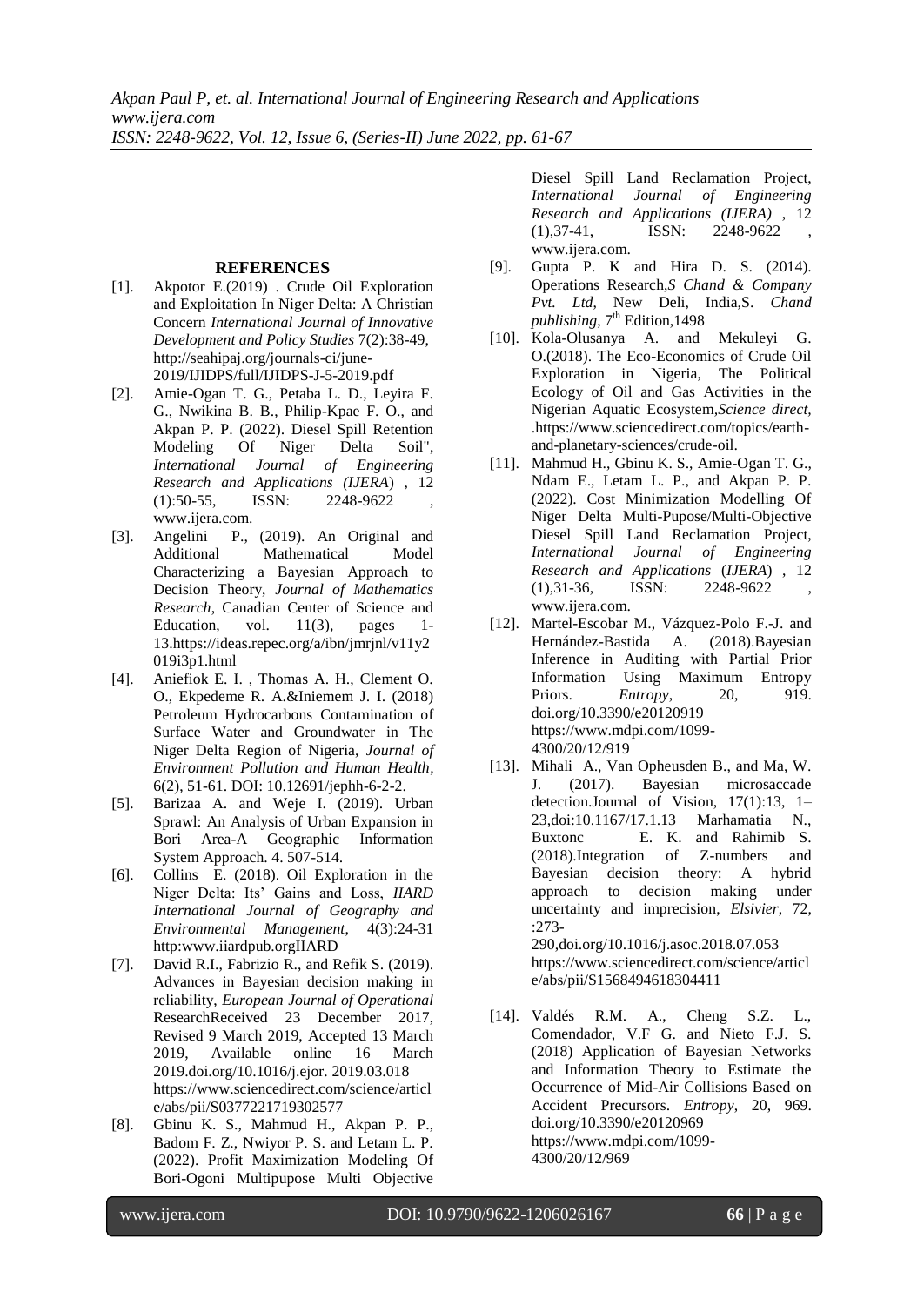## REFERENCES

[1]. Akpotor E.(2019) . Crude Oil Exploration and Exploitation In Niger Delta: A Christian Concern *International Journal of Innovative Development and Policy Studies* 7(2):38-49, http://seahipaj.org/journals-ci/june-2019/IJIDPS/full/IJIDPS-J-5-2019.pdf

[2]. Amie-Ogan T. G., Petaba L. D., Leyira F. G., Nwikina B. B., Philip-Kpae F. O., and Akpan P. P. (2022). Diesel Spill Retention Modeling Of Niger Delta Soil", *International Journal of Engineering Research and Applications (IJERA*) , 12 (1):50-55, ISSN: 2248-9622 , www.ijera.com.

[3]. Angelini P., (2019). An Original and Additional Mathematical Model Characterizing a Bayesian Approach to Decision Theory, *Journal of Mathematics Research*, Canadian Center of Science and Education, vol. 11(3), pages 1-13.https://ideas.repec.org/a/ibn/jmrjnl/v11y2019i3p1.html

[4]. Aniefiok E. I. , Thomas A. H., Clement O. O., Ekpedeme R. A.&Iniemem J. I. (2018) Petroleum Hydrocarbons Contamination of Surface Water and Groundwater in The Niger Delta Region of Nigeria, *Journal of Environment Pollution and Human Health*, 6(2), 51-61. DOI: 10.12691/jephh-6-2-2.

[5]. Barizaa A. and Weje I. (2019). Urban Sprawl: An Analysis of Urban Expansion in Bori Area-A Geographic Information System Approach. 4. 507-514.

[6]. Collins E. (2018). Oil Exploration in the Niger Delta: Its' Gains and Loss, *IIARD International Journal of Geography and Environmental Management*, 4(3):24-31 http:www.iiardpub.orgIIARD

[7]. David R.I., Fabrizio R., and Refik S. (2019). Advances in Bayesian decision making in reliability, *European Journal of Operational* ResearchReceived 23 December 2017, Revised 9 March 2019, Accepted 13 March 2019, Available online 16 March 2019.doi.org/10.1016/j.ejor. 2019.03.018 https://www.sciencedirect.com/science/article/abs/pii/S0377221719302577

[8]. Gbinu K. S., Mahmud H., Akpan P. P., Badom F. Z., Nwiyor P. S. and Letam L. P. (2022). Profit Maximization Modeling Of Bori-Ogoni Multipupose Multi Objective Diesel Spill Land Reclamation Project, *International Journal of Engineering Research and Applications (IJERA)* , 12 (1),37-41, ISSN: 2248-9622 , www.ijera.com.

[9]. Gupta P. K and Hira D. S. (2014). Operations Research,*S Chand & Company Pvt. Ltd*, New Deli, India,S. *Chand publishing*, 7th Edition,1498

[10]. Kola-Olusanya A. and Mekuleyi G. O.(2018). The Eco-Economics of Crude Oil Exploration in Nigeria, The Political Ecology of Oil and Gas Activities in the Nigerian Aquatic Ecosystem,*Science direct*, .https://www.sciencedirect.com/topics/earth-and-planetary-sciences/crude-oil.

[11]. Mahmud H., Gbinu K. S., Amie-Ogan T. G., Ndam E., Letam L. P., and Akpan P. P. (2022). Cost Minimization Modelling Of Niger Delta Multi-Pupose/Multi-Objective Diesel Spill Land Reclamation Project, *International Journal of Engineering Research and Applications* (*IJERA*) , 12 (1),31-36, ISSN: 2248-9622 , www.ijera.com.

[12]. Martel-Escobar M., Vázquez-Polo F.-J. and Hernández-Bastida A. (2018).Bayesian Inference in Auditing with Partial Prior Information Using Maximum Entropy Priors. *Entropy*, 20, 919. doi.org/10.3390/e20120919 https://www.mdpi.com/1099-4300/20/12/919

[13]. Mihali A., Van Opheusden B., and Ma, W. J. (2017). Bayesian microsaccade detection.Journal of Vision, 17(1):13, 1–23,doi:10.1167/17.1.13 Marhamatia N., Buxtonc E. K. and Rahimib S. (2018).Integration of Z-numbers and Bayesian decision theory: A hybrid approach to decision making under uncertainty and imprecision, *Elsivier*, 72, :273-290,doi.org/10.1016/j.asoc.2018.07.053 https://www.sciencedirect.com/science/article/abs/pii/S1568494618304411

[14]. Valdés R.M. A., Cheng S.Z. L., Comendador, V.F G. and Nieto F.J. S. (2018) Application of Bayesian Networks and Information Theory to Estimate the Occurrence of Mid-Air Collisions Based on Accident Precursors. *Entropy*, 20, 969. doi.org/10.3390/e20120969 https://www.mdpi.com/1099-4300/20/12/969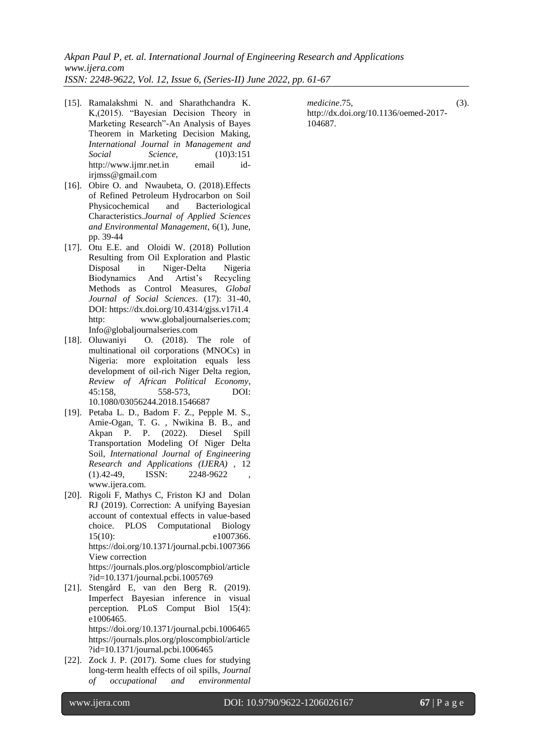[15]. Ramalakshmi N. and Sharathchandra K. K,(2015). "Bayesian Decision Theory in Marketing Research"-An Analysis of Bayes Theorem in Marketing Decision Making, *International Journal in Management and Social Science,* (10)3:151 http://www.ijmr.net.in email id-irjmss@gmail.com

[16]. Obire O. and Nwaubeta, O. (2018).Effects of Refined Petroleum Hydrocarbon on Soil Physicochemical and Bacteriological Characteristics.*Journal of Applied Sciences and Environmental Management*, 6(1), June, pp. 39-44

[17]. Otu E.E. and Oloidi W. (2018) Pollution Resulting from Oil Exploration and Plastic Disposal in Niger-Delta Nigeria Biodynamics And Artist's Recycling Methods as Control Measures, *Global Journal of Social Sciences*. (17): 31-40, DOI: https://dx.doi.org/10.4314/gjss.v17i1.4 http: www.globaljournalseries.com; Info@globaljournalseries.com

[18]. Oluwaniyi O. (2018). The role of multinational oil corporations (MNOCs) in Nigeria: more exploitation equals less development of oil-rich Niger Delta region, *Review of African Political Economy*, 45:158, 558-573, DOI: 10.1080/03056244.2018.1546687

[19]. Petaba L. D., Badom F. Z., Pepple M. S., Amie-Ogan, T. G. , Nwikina B. B., and Akpan P. P. (2022). Diesel Spill Transportation Modeling Of Niger Delta Soil, *International Journal of Engineering Research and Applications (IJERA)* , 12 (1).42-49, ISSN: 2248-9622 , www.ijera.com.

[20]. Rigoli F, Mathys C, Friston KJ and Dolan RJ (2019). Correction: A unifying Bayesian account of contextual effects in value-based choice. PLOS Computational Biology 15(10): e1007366. https://doi.org/10.1371/journal.pcbi.1007366 View correction https://journals.plos.org/ploscompbiol/article?id=10.1371/journal.pcbi.1005769

[21]. Stengård E, van den Berg R. (2019). Imperfect Bayesian inference in visual perception. PLoS Comput Biol 15(4): e1006465. https://doi.org/10.1371/journal.pcbi.1006465 https://journals.plos.org/ploscompbiol/article?id=10.1371/journal.pcbi.1006465

[22]. Zock J. P. (2017). Some clues for studying long-term health effects of oil spills, *Journal of occupational and environmental medicine*.75, (3). http://dx.doi.org/10.1136/oemed-2017-104687.